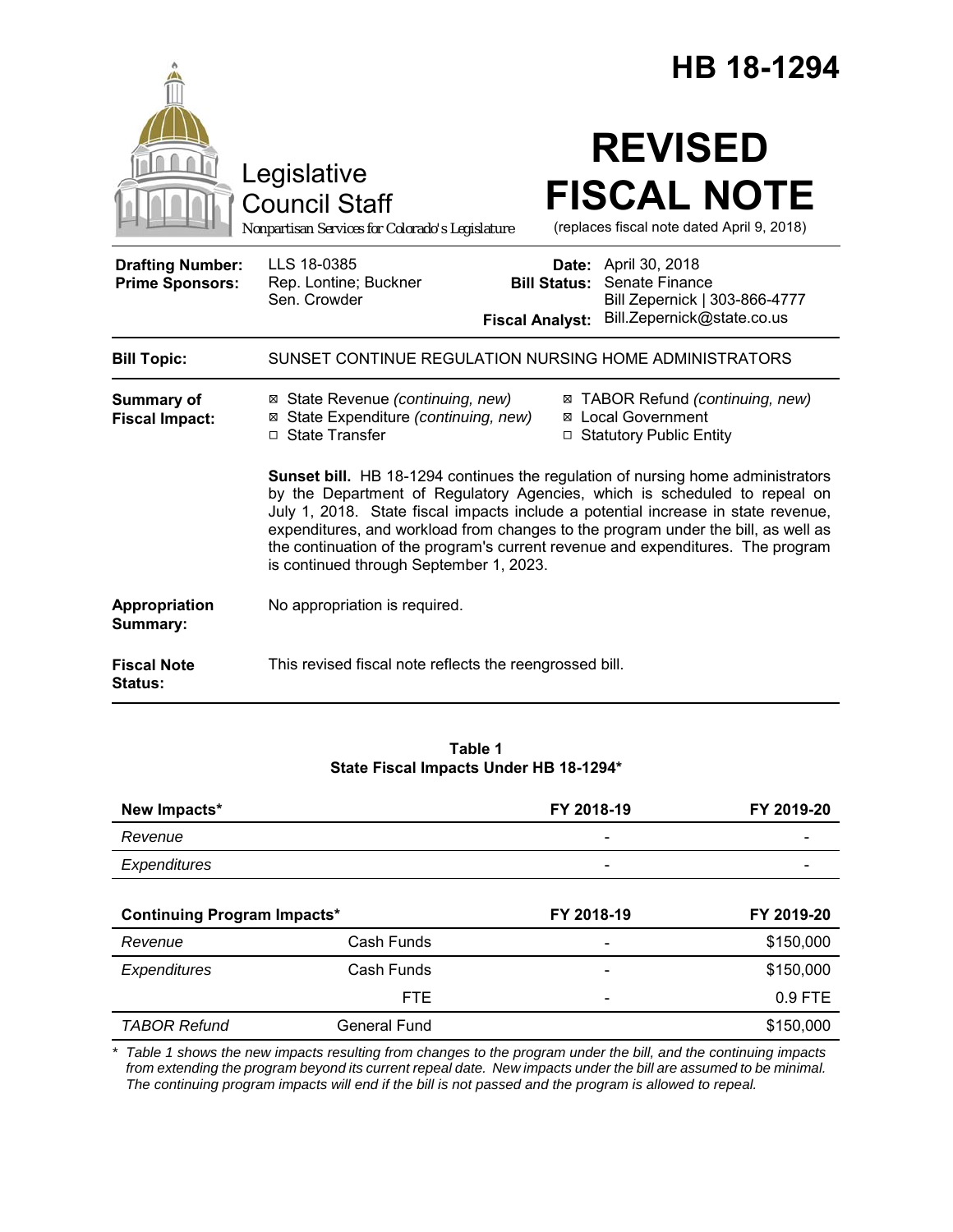# HB 18-1294

Legislative Council Staff

*Nonpartisan Services for Colorado's Legislature*

# REVISED FISCAL NOTE

(replaces fiscal note dated April 9, 2018)

| | | | |
|---|---|---|---|
| **Drafting Number:** | LLS 18-0385 | **Date:** | April 30, 2018 |
| **Prime Sponsors:** | Rep. Lontine; Buckner<br>Sen. Crowder | **Bill Status:** | Senate Finance |
| | | **Fiscal Analyst:** | Bill Zepernick \| 303-866-4777<br>Bill.Zepernick@state.co.us |

**Bill Topic:** SUNSET CONTINUE REGULATION NURSING HOME ADMINISTRATORS

**Summary of Fiscal Impact:**

- ☒ State Revenue *(continuing, new)*
- ☒ State Expenditure *(continuing, new)*
- ☐ State Transfer
- ☒ TABOR Refund *(continuing, new)*
- ☒ Local Government
- ☐ Statutory Public Entity

**Sunset bill.** HB 18-1294 continues the regulation of nursing home administrators by the Department of Regulatory Agencies, which is scheduled to repeal on July 1, 2018. State fiscal impacts include a potential increase in state revenue, expenditures, and workload from changes to the program under the bill, as well as the continuation of the program's current revenue and expenditures. The program is continued through September 1, 2023.

**Appropriation Summary:** No appropriation is required.

**Fiscal Note Status:** This revised fiscal note reflects the reengrossed bill.

**Table 1**
**State Fiscal Impacts Under HB 18-1294***

| **New Impacts*** | | **FY 2018-19** | **FY 2019-20** |
|---|---|---|---|
| *Revenue* | | - | - |
| *Expenditures* | | - | - |
| **Continuing Program Impacts*** | | **FY 2018-19** | **FY 2019-20** |
| *Revenue* | Cash Funds | - | $150,000 |
| *Expenditures* | Cash Funds | - | $150,000 |
| | FTE | - | 0.9 FTE |
| *TABOR Refund* | General Fund | | $150,000 |

*\* Table 1 shows the new impacts resulting from changes to the program under the bill, and the continuing impacts from extending the program beyond its current repeal date. New impacts under the bill are assumed to be minimal. The continuing program impacts will end if the bill is not passed and the program is allowed to repeal.*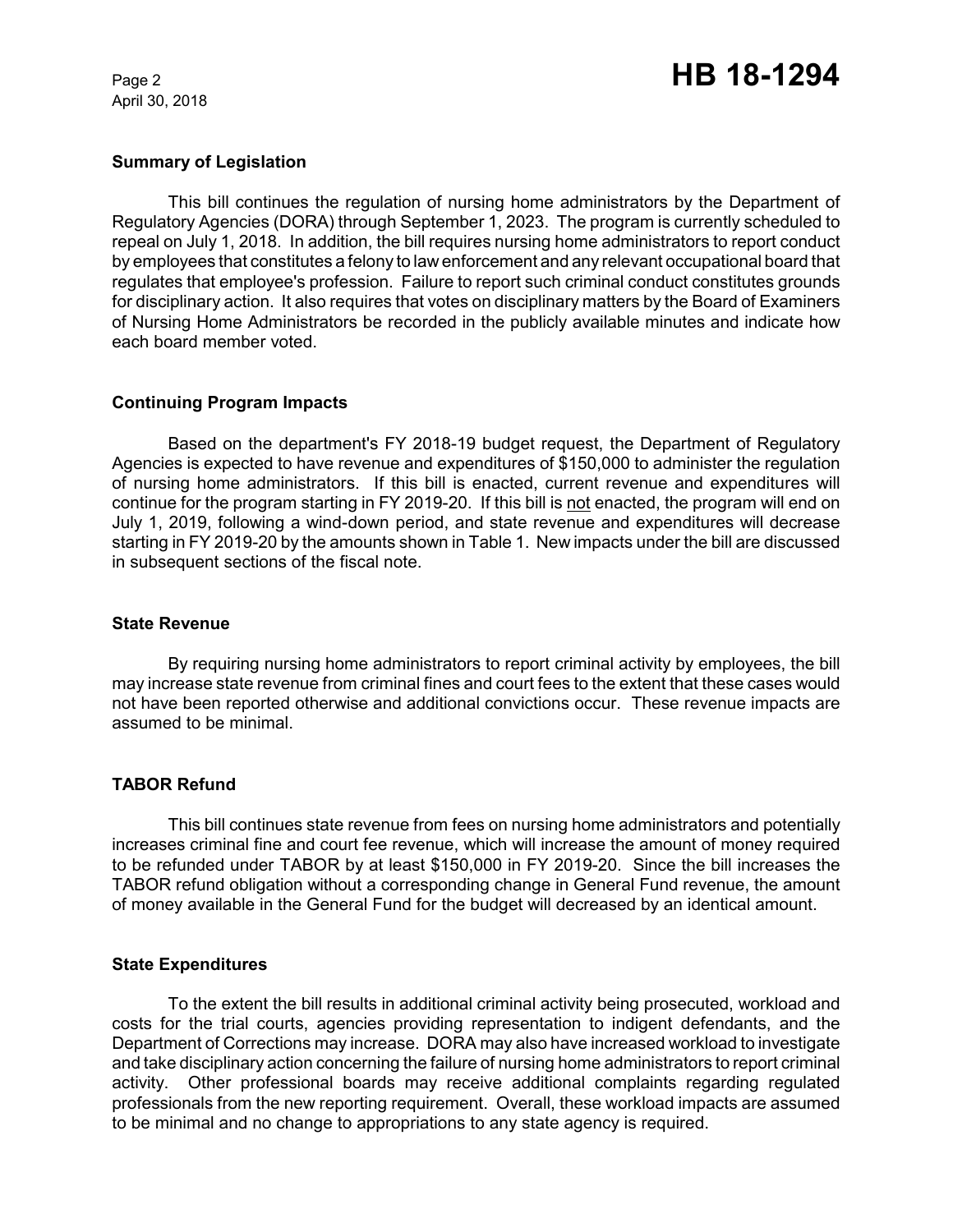## Summary of Legislation

This bill continues the regulation of nursing home administrators by the Department of Regulatory Agencies (DORA) through September 1, 2023. The program is currently scheduled to repeal on July 1, 2018. In addition, the bill requires nursing home administrators to report conduct by employees that constitutes a felony to law enforcement and any relevant occupational board that regulates that employee's profession. Failure to report such criminal conduct constitutes grounds for disciplinary action. It also requires that votes on disciplinary matters by the Board of Examiners of Nursing Home Administrators be recorded in the publicly available minutes and indicate how each board member voted.

## Continuing Program Impacts

Based on the department's FY 2018-19 budget request, the Department of Regulatory Agencies is expected to have revenue and expenditures of $150,000 to administer the regulation of nursing home administrators. If this bill is enacted, current revenue and expenditures will continue for the program starting in FY 2019-20. If this bill is not enacted, the program will end on July 1, 2019, following a wind-down period, and state revenue and expenditures will decrease starting in FY 2019-20 by the amounts shown in Table 1. New impacts under the bill are discussed in subsequent sections of the fiscal note.

## State Revenue

By requiring nursing home administrators to report criminal activity by employees, the bill may increase state revenue from criminal fines and court fees to the extent that these cases would not have been reported otherwise and additional convictions occur. These revenue impacts are assumed to be minimal.

## TABOR Refund

This bill continues state revenue from fees on nursing home administrators and potentially increases criminal fine and court fee revenue, which will increase the amount of money required to be refunded under TABOR by at least $150,000 in FY 2019-20. Since the bill increases the TABOR refund obligation without a corresponding change in General Fund revenue, the amount of money available in the General Fund for the budget will decreased by an identical amount.

## State Expenditures

To the extent the bill results in additional criminal activity being prosecuted, workload and costs for the trial courts, agencies providing representation to indigent defendants, and the Department of Corrections may increase. DORA may also have increased workload to investigate and take disciplinary action concerning the failure of nursing home administrators to report criminal activity. Other professional boards may receive additional complaints regarding regulated professionals from the new reporting requirement. Overall, these workload impacts are assumed to be minimal and no change to appropriations to any state agency is required.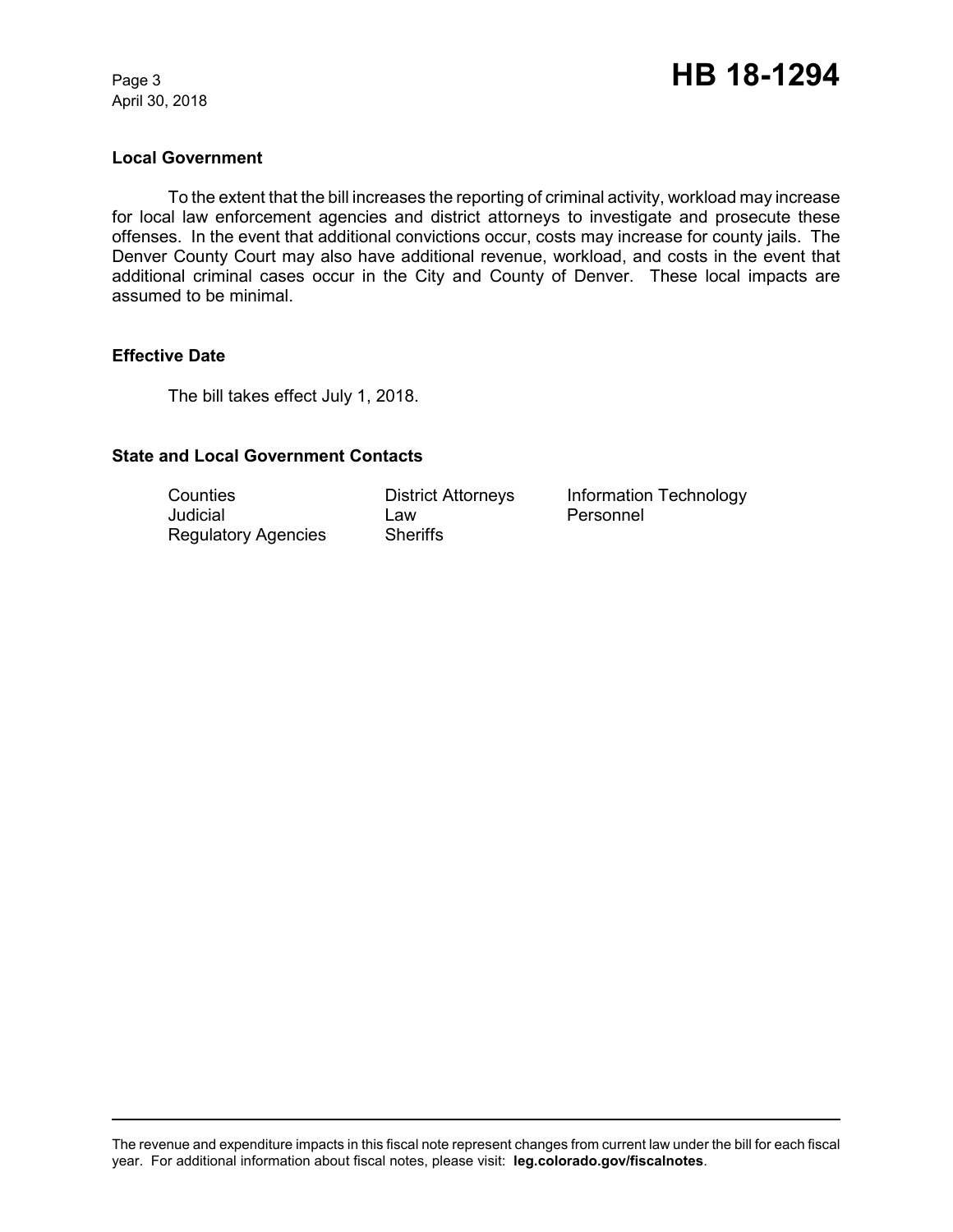### Local Government

To the extent that the bill increases the reporting of criminal activity, workload may increase for local law enforcement agencies and district attorneys to investigate and prosecute these offenses. In the event that additional convictions occur, costs may increase for county jails. The Denver County Court may also have additional revenue, workload, and costs in the event that additional criminal cases occur in the City and County of Denver. These local impacts are assumed to be minimal.

### Effective Date

The bill takes effect July 1, 2018.

### State and Local Government Contacts

| | | |
|---|---|---|
| Counties | District Attorneys | Information Technology |
| Judicial | Law | Personnel |
| Regulatory Agencies | Sheriffs | |

The revenue and expenditure impacts in this fiscal note represent changes from current law under the bill for each fiscal year. For additional information about fiscal notes, please visit: **leg.colorado.gov/fiscalnotes**.